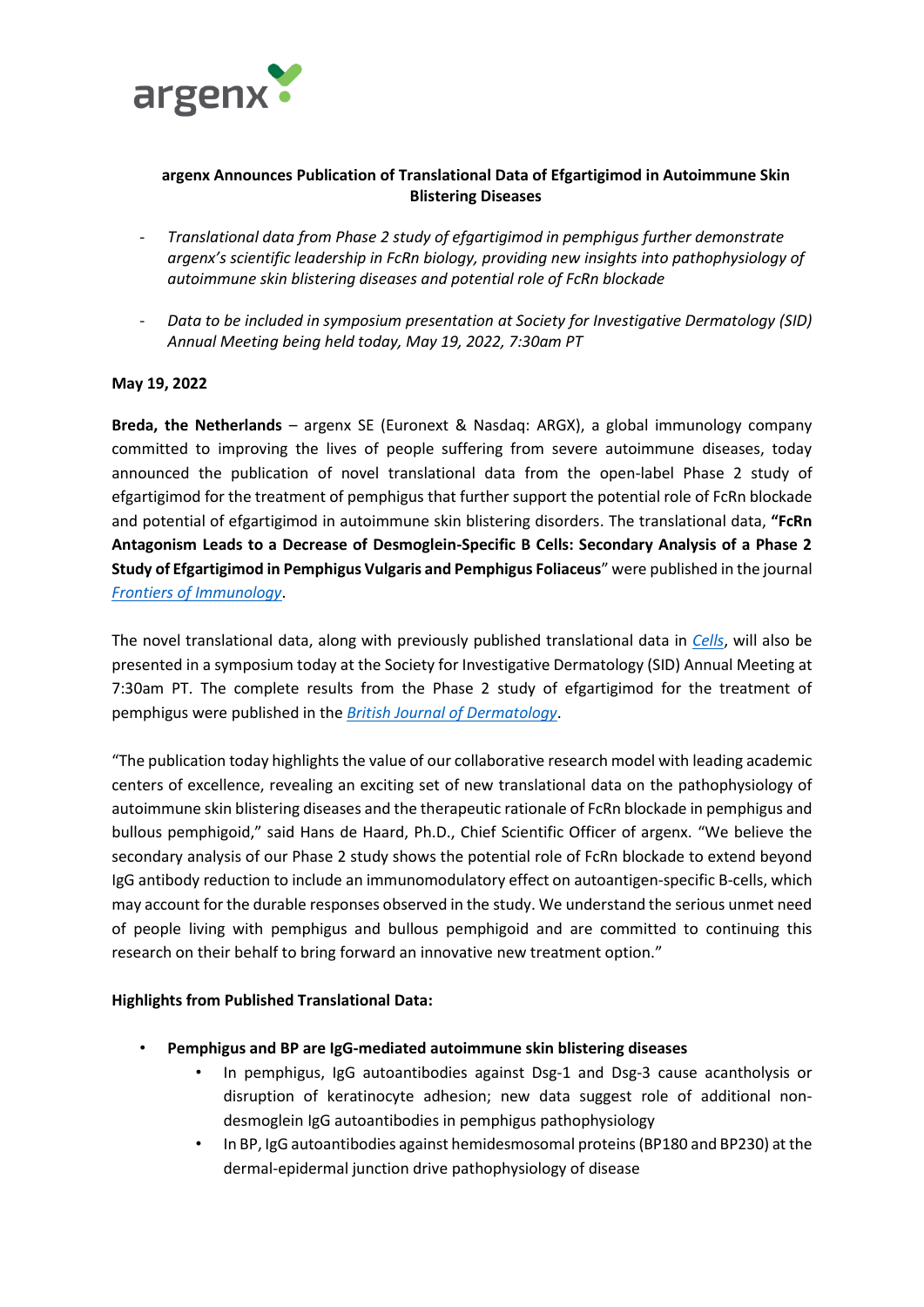# argenx Announces Publication of Translational Data of Efgartigimod in Autoimmune Skin Blistering Diseases

- *Translational data from Phase 2 study of efgartigimod in pemphigus further demonstrate argenx's scientific leadership in FcRn biology, providing new insights into pathophysiology of autoimmune skin blistering diseases and potential role of FcRn blockade*

- *Data to be included in symposium presentation at Society for Investigative Dermatology (SID) Annual Meeting being held today, May 19, 2022, 7:30am PT*

**May 19, 2022**

**Breda, the Netherlands** – argenx SE (Euronext & Nasdaq: ARGX), a global immunology company committed to improving the lives of people suffering from severe autoimmune diseases, today announced the publication of novel translational data from the open-label Phase 2 study of efgartigimod for the treatment of pemphigus that further support the potential role of FcRn blockade and potential of efgartigimod in autoimmune skin blistering disorders. The translational data, **"FcRn Antagonism Leads to a Decrease of Desmoglein-Specific B Cells: Secondary Analysis of a Phase 2 Study of Efgartigimod in Pemphigus Vulgaris and Pemphigus Foliaceus**" were published in the journal *Frontiers of Immunology*.

The novel translational data, along with previously published translational data in *Cells*, will also be presented in a symposium today at the Society for Investigative Dermatology (SID) Annual Meeting at 7:30am PT. The complete results from the Phase 2 study of efgartigimod for the treatment of pemphigus were published in the *British Journal of Dermatology*.

"The publication today highlights the value of our collaborative research model with leading academic centers of excellence, revealing an exciting set of new translational data on the pathophysiology of autoimmune skin blistering diseases and the therapeutic rationale of FcRn blockade in pemphigus and bullous pemphigoid," said Hans de Haard, Ph.D., Chief Scientific Officer of argenx. "We believe the secondary analysis of our Phase 2 study shows the potential role of FcRn blockade to extend beyond IgG antibody reduction to include an immunomodulatory effect on autoantigen-specific B-cells, which may account for the durable responses observed in the study. We understand the serious unmet need of people living with pemphigus and bullous pemphigoid and are committed to continuing this research on their behalf to bring forward an innovative new treatment option."

**Highlights from Published Translational Data:**

- **Pemphigus and BP are IgG-mediated autoimmune skin blistering diseases**
  - In pemphigus, IgG autoantibodies against Dsg-1 and Dsg-3 cause acantholysis or disruption of keratinocyte adhesion; new data suggest role of additional non-desmoglein IgG autoantibodies in pemphigus pathophysiology
  - In BP, IgG autoantibodies against hemidesmosomal proteins (BP180 and BP230) at the dermal-epidermal junction drive pathophysiology of disease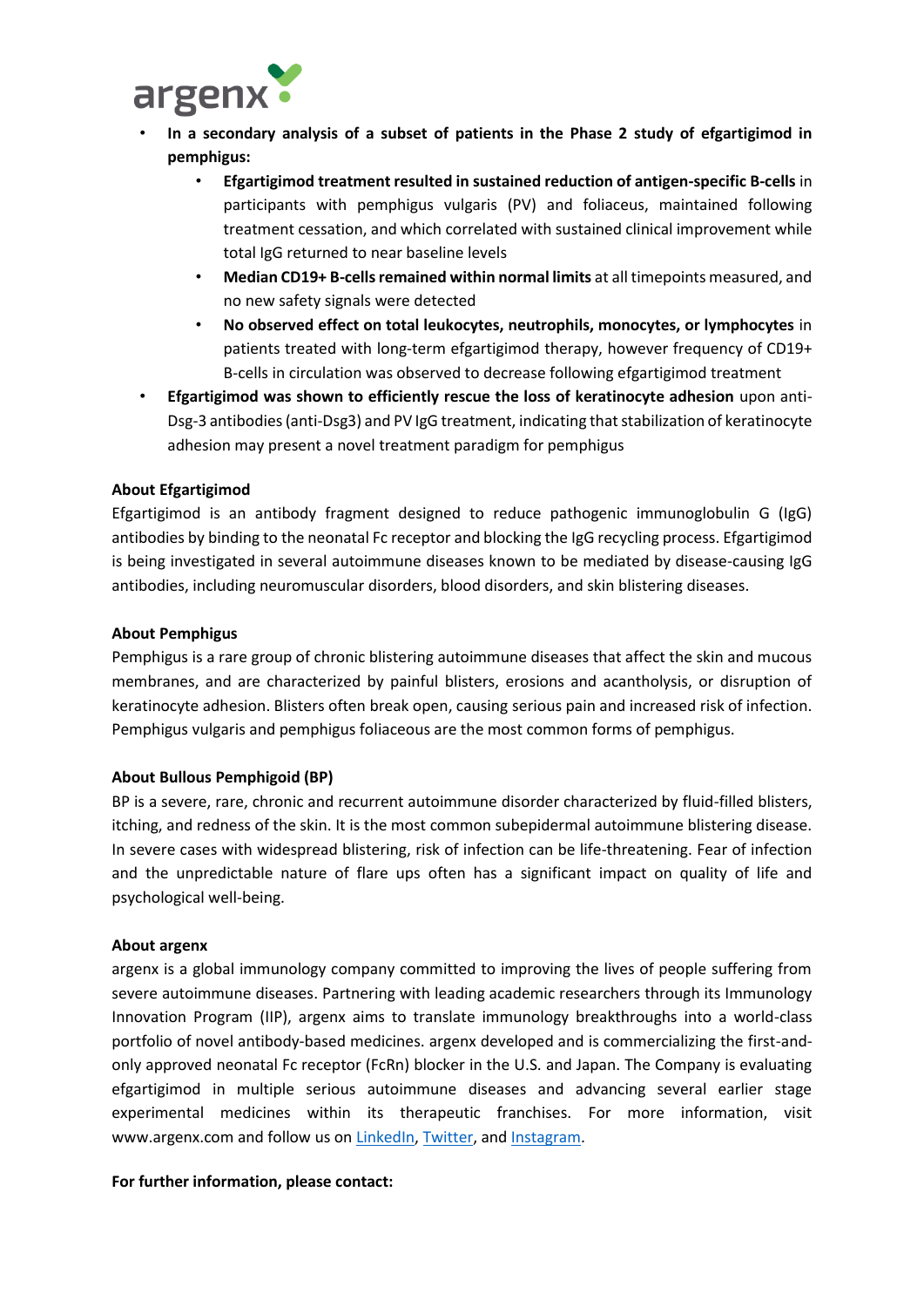- **In a secondary analysis of a subset of patients in the Phase 2 study of efgartigimod in pemphigus:**
    - **Efgartigimod treatment resulted in sustained reduction of antigen-specific B-cells** in participants with pemphigus vulgaris (PV) and foliaceus, maintained following treatment cessation, and which correlated with sustained clinical improvement while total IgG returned to near baseline levels
    - **Median CD19+ B-cells remained within normal limits** at all timepoints measured, and no new safety signals were detected
    - **No observed effect on total leukocytes, neutrophils, monocytes, or lymphocytes** in patients treated with long-term efgartigimod therapy, however frequency of CD19+ B-cells in circulation was observed to decrease following efgartigimod treatment
- **Efgartigimod was shown to efficiently rescue the loss of keratinocyte adhesion** upon anti-Dsg-3 antibodies (anti-Dsg3) and PV IgG treatment, indicating that stabilization of keratinocyte adhesion may present a novel treatment paradigm for pemphigus

**About Efgartigimod**

Efgartigimod is an antibody fragment designed to reduce pathogenic immunoglobulin G (IgG) antibodies by binding to the neonatal Fc receptor and blocking the IgG recycling process. Efgartigimod is being investigated in several autoimmune diseases known to be mediated by disease-causing IgG antibodies, including neuromuscular disorders, blood disorders, and skin blistering diseases.

**About Pemphigus**

Pemphigus is a rare group of chronic blistering autoimmune diseases that affect the skin and mucous membranes, and are characterized by painful blisters, erosions and acantholysis, or disruption of keratinocyte adhesion. Blisters often break open, causing serious pain and increased risk of infection. Pemphigus vulgaris and pemphigus foliaceous are the most common forms of pemphigus.

**About Bullous Pemphigoid (BP)**

BP is a severe, rare, chronic and recurrent autoimmune disorder characterized by fluid-filled blisters, itching, and redness of the skin. It is the most common subepidermal autoimmune blistering disease. In severe cases with widespread blistering, risk of infection can be life-threatening. Fear of infection and the unpredictable nature of flare ups often has a significant impact on quality of life and psychological well-being.

**About argenx**

argenx is a global immunology company committed to improving the lives of people suffering from severe autoimmune diseases. Partnering with leading academic researchers through its Immunology Innovation Program (IIP), argenx aims to translate immunology breakthroughs into a world-class portfolio of novel antibody-based medicines. argenx developed and is commercializing the first-and-only approved neonatal Fc receptor (FcRn) blocker in the U.S. and Japan. The Company is evaluating efgartigimod in multiple serious autoimmune diseases and advancing several earlier stage experimental medicines within its therapeutic franchises. For more information, visit www.argenx.com and follow us on LinkedIn, Twitter, and Instagram.

**For further information, please contact:**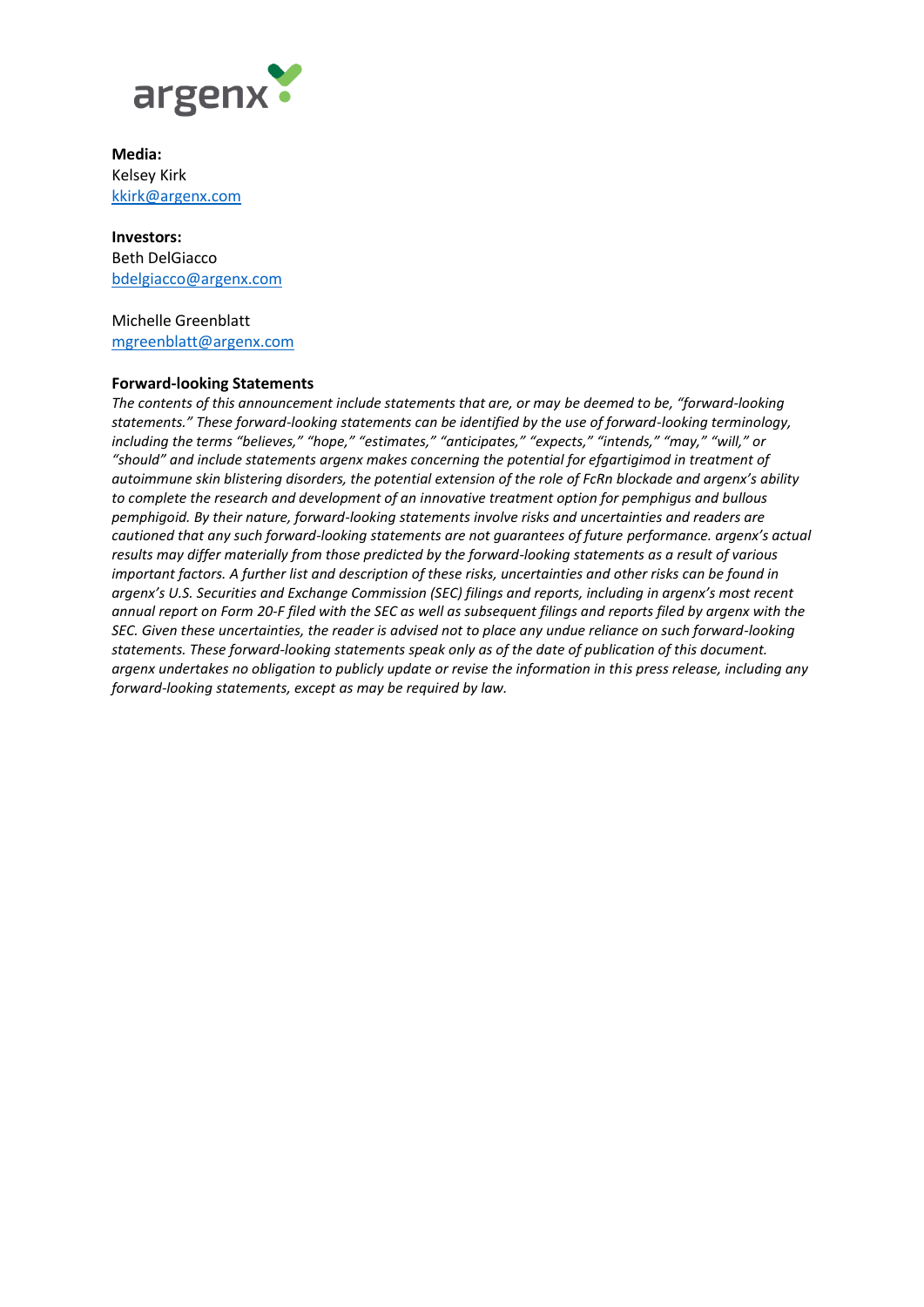**Media:**
Kelsey Kirk
kkirk@argenx.com

**Investors:**
Beth DelGiacco
bdelgiacco@argenx.com

Michelle Greenblatt
mgreenblatt@argenx.com

**Forward-looking Statements**

*The contents of this announcement include statements that are, or may be deemed to be, "forward-looking statements." These forward-looking statements can be identified by the use of forward-looking terminology, including the terms "believes," "hope," "estimates," "anticipates," "expects," "intends," "may," "will," or "should" and include statements argenx makes concerning the potential for efgartigimod in treatment of autoimmune skin blistering disorders, the potential extension of the role of FcRn blockade and argenx's ability to complete the research and development of an innovative treatment option for pemphigus and bullous pemphigoid. By their nature, forward-looking statements involve risks and uncertainties and readers are cautioned that any such forward-looking statements are not guarantees of future performance. argenx's actual results may differ materially from those predicted by the forward-looking statements as a result of various important factors. A further list and description of these risks, uncertainties and other risks can be found in argenx's U.S. Securities and Exchange Commission (SEC) filings and reports, including in argenx's most recent annual report on Form 20-F filed with the SEC as well as subsequent filings and reports filed by argenx with the SEC. Given these uncertainties, the reader is advised not to place any undue reliance on such forward-looking statements. These forward-looking statements speak only as of the date of publication of this document. argenx undertakes no obligation to publicly update or revise the information in this press release, including any forward-looking statements, except as may be required by law.*